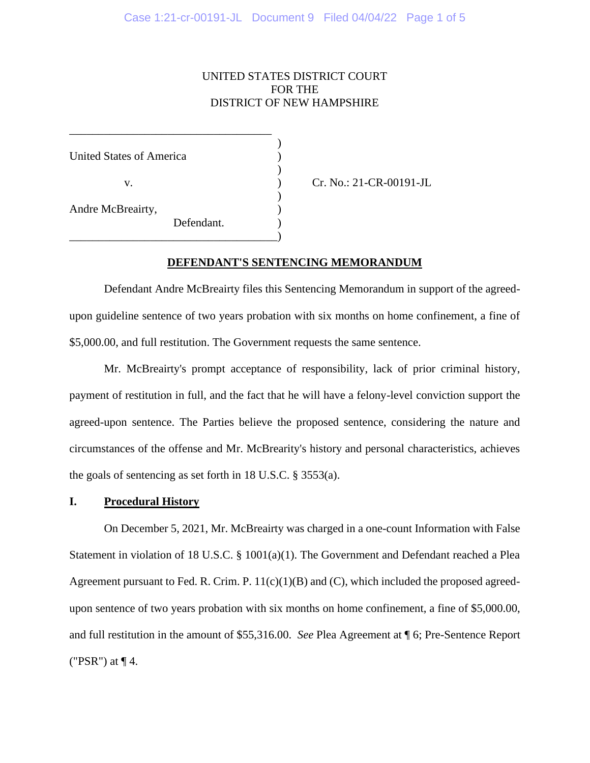UNITED STATES DISTRICT COURT
FOR THE
DISTRICT OF NEW HAMPSHIRE

| | |
|---|---|
| United States of America<br><br>v.<br><br>Andre McBreairty,<br>Defendant. | Cr. No.: 21-CR-00191-JL |

## DEFENDANT'S SENTENCING MEMORANDUM

Defendant Andre McBreairty files this Sentencing Memorandum in support of the agreed-upon guideline sentence of two years probation with six months on home confinement, a fine of $5,000.00, and full restitution. The Government requests the same sentence.

Mr. McBreairty's prompt acceptance of responsibility, lack of prior criminal history, payment of restitution in full, and the fact that he will have a felony-level conviction support the agreed-upon sentence. The Parties believe the proposed sentence, considering the nature and circumstances of the offense and Mr. McBrearity's history and personal characteristics, achieves the goals of sentencing as set forth in 18 U.S.C. § 3553(a).

### I. Procedural History

On December 5, 2021, Mr. McBreairty was charged in a one-count Information with False Statement in violation of 18 U.S.C. § 1001(a)(1). The Government and Defendant reached a Plea Agreement pursuant to Fed. R. Crim. P. 11(c)(1)(B) and (C), which included the proposed agreed-upon sentence of two years probation with six months on home confinement, a fine of $5,000.00, and full restitution in the amount of $55,316.00. *See* Plea Agreement at ¶ 6; Pre-Sentence Report ("PSR") at ¶ 4.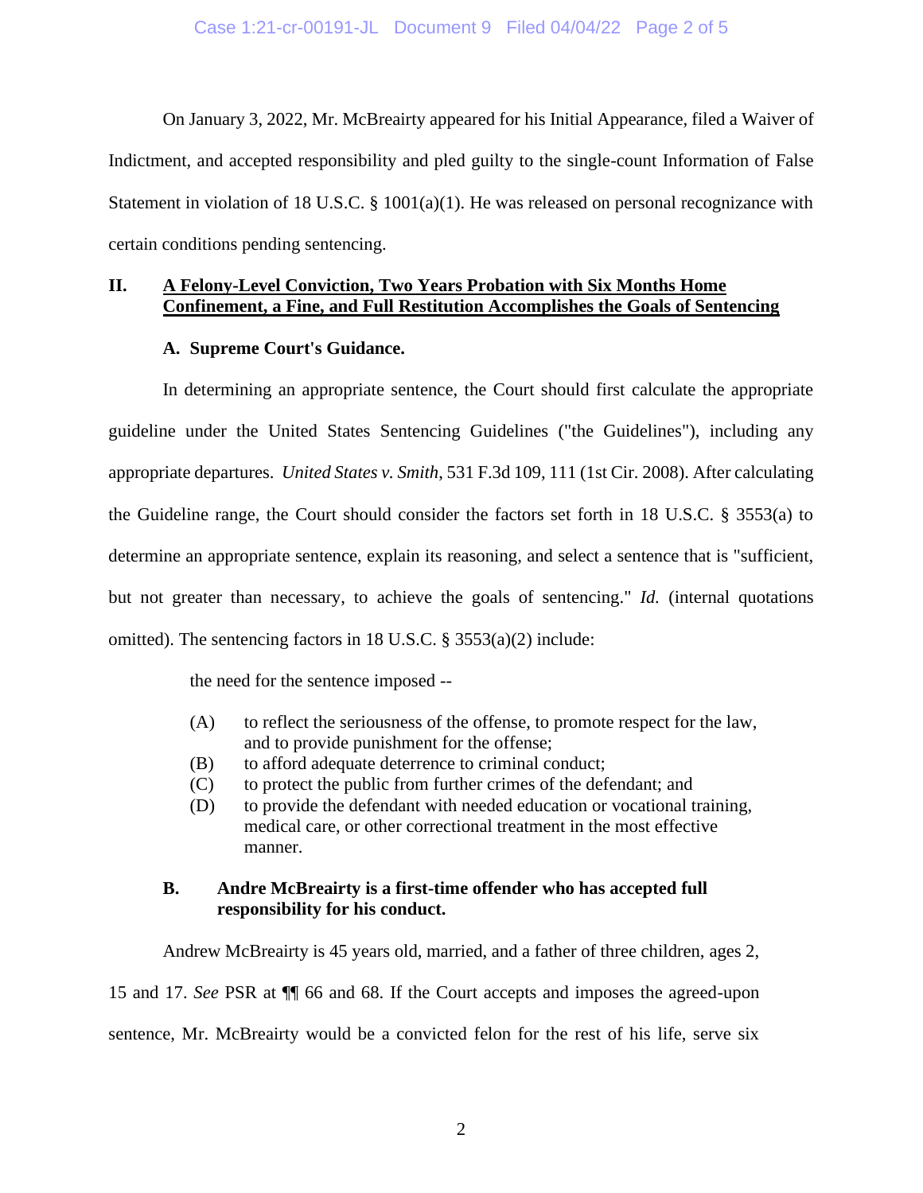On January 3, 2022, Mr. McBreairty appeared for his Initial Appearance, filed a Waiver of Indictment, and accepted responsibility and pled guilty to the single-count Information of False Statement in violation of 18 U.S.C. § 1001(a)(1). He was released on personal recognizance with certain conditions pending sentencing.

## II. A Felony-Level Conviction, Two Years Probation with Six Months Home Confinement, a Fine, and Full Restitution Accomplishes the Goals of Sentencing

### A. Supreme Court's Guidance.

In determining an appropriate sentence, the Court should first calculate the appropriate guideline under the United States Sentencing Guidelines ("the Guidelines"), including any appropriate departures. *United States v. Smith*, 531 F.3d 109, 111 (1st Cir. 2008). After calculating the Guideline range, the Court should consider the factors set forth in 18 U.S.C. § 3553(a) to determine an appropriate sentence, explain its reasoning, and select a sentence that is "sufficient, but not greater than necessary, to achieve the goals of sentencing." *Id.* (internal quotations omitted). The sentencing factors in 18 U.S.C. § 3553(a)(2) include:

> the need for the sentence imposed --
>
> (A) to reflect the seriousness of the offense, to promote respect for the law, and to provide punishment for the offense;
> (B) to afford adequate deterrence to criminal conduct;
> (C) to protect the public from further crimes of the defendant; and
> (D) to provide the defendant with needed education or vocational training, medical care, or other correctional treatment in the most effective manner.

### B. Andre McBreairty is a first-time offender who has accepted full responsibility for his conduct.

Andrew McBreairty is 45 years old, married, and a father of three children, ages 2, 15 and 17. *See* PSR at ¶¶ 66 and 68. If the Court accepts and imposes the agreed-upon sentence, Mr. McBreairty would be a convicted felon for the rest of his life, serve six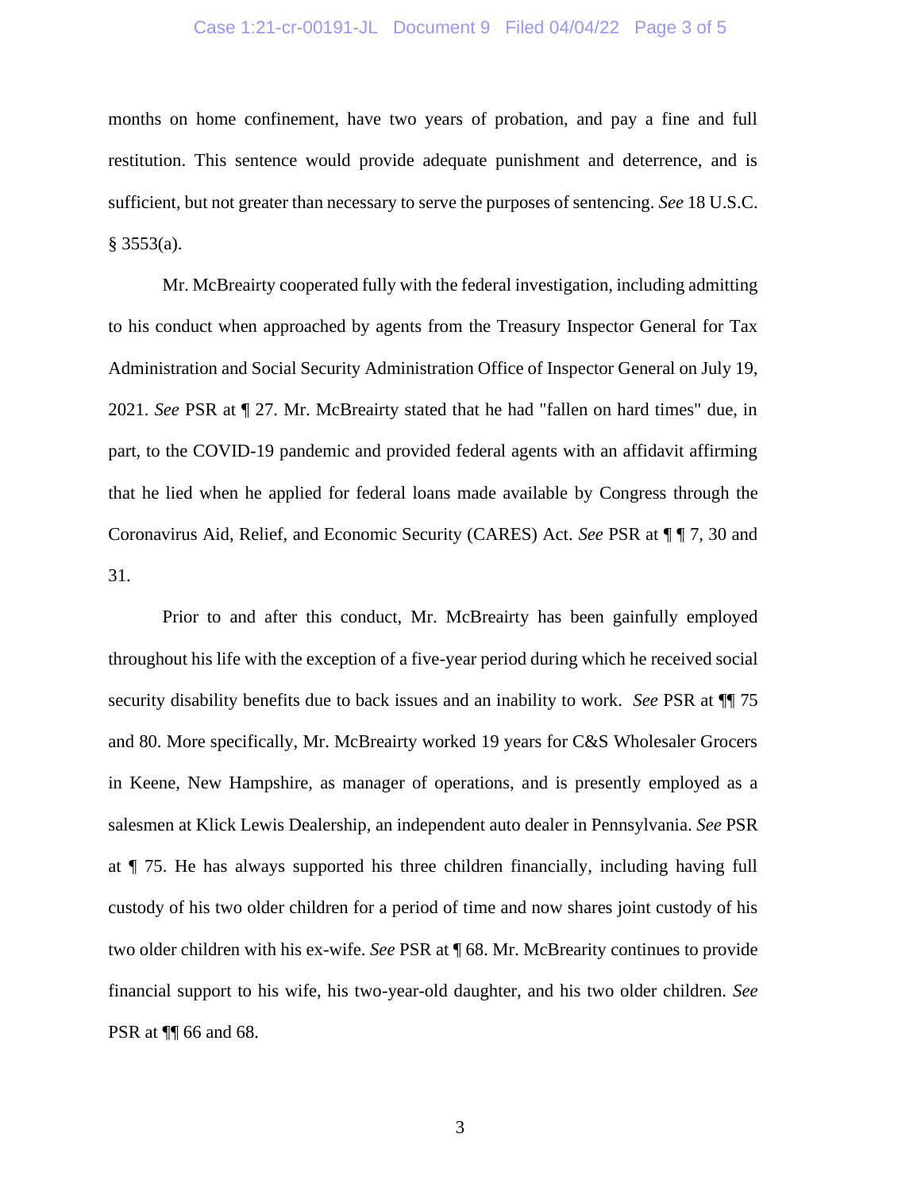months on home confinement, have two years of probation, and pay a fine and full restitution. This sentence would provide adequate punishment and deterrence, and is sufficient, but not greater than necessary to serve the purposes of sentencing. *See* 18 U.S.C. § 3553(a).

Mr. McBreairty cooperated fully with the federal investigation, including admitting to his conduct when approached by agents from the Treasury Inspector General for Tax Administration and Social Security Administration Office of Inspector General on July 19, 2021. *See* PSR at ¶ 27. Mr. McBreairty stated that he had "fallen on hard times" due, in part, to the COVID-19 pandemic and provided federal agents with an affidavit affirming that he lied when he applied for federal loans made available by Congress through the Coronavirus Aid, Relief, and Economic Security (CARES) Act. *See* PSR at ¶ ¶ 7, 30 and 31.

Prior to and after this conduct, Mr. McBreairty has been gainfully employed throughout his life with the exception of a five-year period during which he received social security disability benefits due to back issues and an inability to work. *See* PSR at ¶¶ 75 and 80. More specifically, Mr. McBreairty worked 19 years for C&S Wholesaler Grocers in Keene, New Hampshire, as manager of operations, and is presently employed as a salesmen at Klick Lewis Dealership, an independent auto dealer in Pennsylvania. *See* PSR at ¶ 75. He has always supported his three children financially, including having full custody of his two older children for a period of time and now shares joint custody of his two older children with his ex-wife. *See* PSR at ¶ 68. Mr. McBrearity continues to provide financial support to his wife, his two-year-old daughter, and his two older children. *See* PSR at ¶¶ 66 and 68.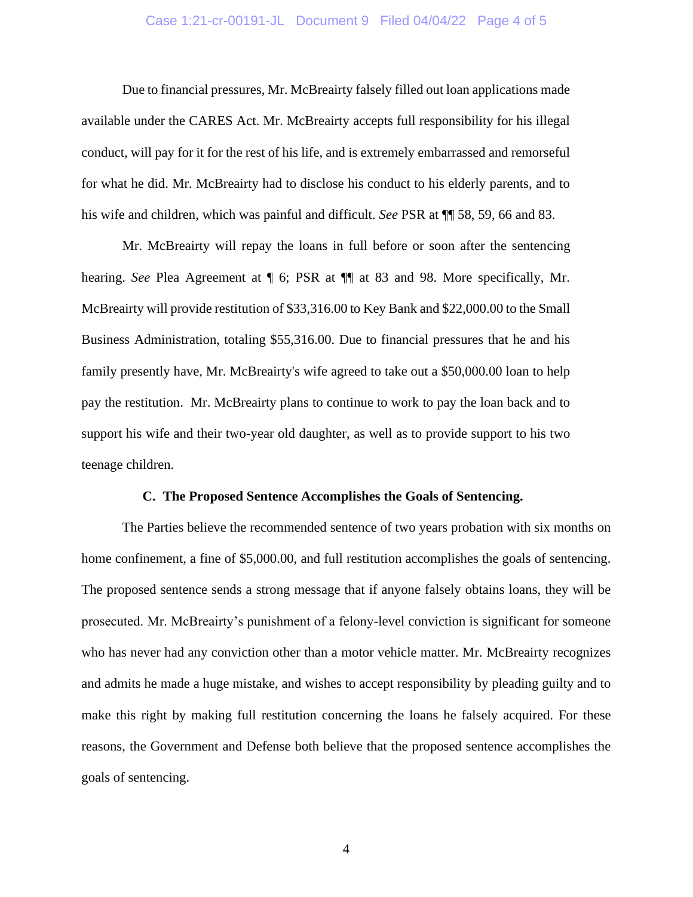Due to financial pressures, Mr. McBreairty falsely filled out loan applications made available under the CARES Act. Mr. McBreairty accepts full responsibility for his illegal conduct, will pay for it for the rest of his life, and is extremely embarrassed and remorseful for what he did. Mr. McBreairty had to disclose his conduct to his elderly parents, and to his wife and children, which was painful and difficult. *See* PSR at ¶¶ 58, 59, 66 and 83.

Mr. McBreairty will repay the loans in full before or soon after the sentencing hearing. *See* Plea Agreement at ¶ 6; PSR at ¶¶ at 83 and 98. More specifically, Mr. McBreairty will provide restitution of $33,316.00 to Key Bank and $22,000.00 to the Small Business Administration, totaling $55,316.00. Due to financial pressures that he and his family presently have, Mr. McBreairty's wife agreed to take out a $50,000.00 loan to help pay the restitution. Mr. McBreairty plans to continue to work to pay the loan back and to support his wife and their two-year old daughter, as well as to provide support to his two teenage children.

### C. The Proposed Sentence Accomplishes the Goals of Sentencing.

The Parties believe the recommended sentence of two years probation with six months on home confinement, a fine of $5,000.00, and full restitution accomplishes the goals of sentencing. The proposed sentence sends a strong message that if anyone falsely obtains loans, they will be prosecuted. Mr. McBreairty's punishment of a felony-level conviction is significant for someone who has never had any conviction other than a motor vehicle matter. Mr. McBreairty recognizes and admits he made a huge mistake, and wishes to accept responsibility by pleading guilty and to make this right by making full restitution concerning the loans he falsely acquired. For these reasons, the Government and Defense both believe that the proposed sentence accomplishes the goals of sentencing.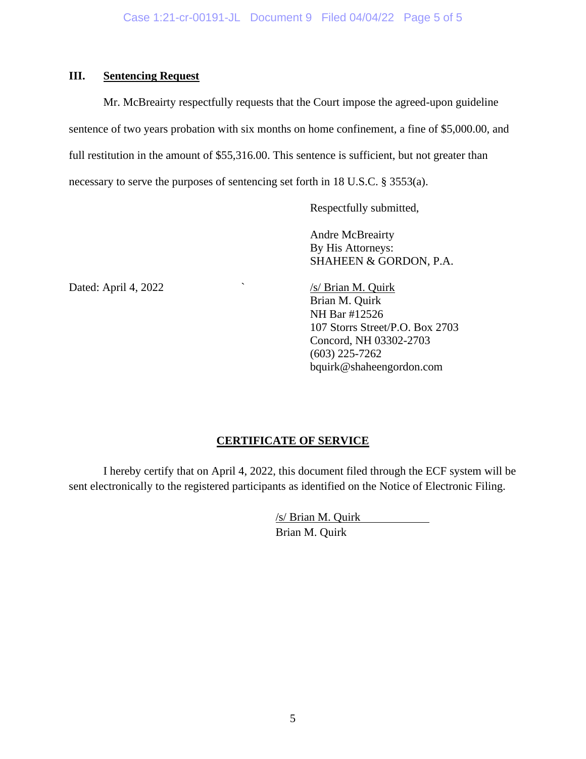### III. **Sentencing Request**

Mr. McBreairty respectfully requests that the Court impose the agreed-upon guideline sentence of two years probation with six months on home confinement, a fine of $5,000.00, and full restitution in the amount of $55,316.00. This sentence is sufficient, but not greater than necessary to serve the purposes of sentencing set forth in 18 U.S.C. § 3553(a).

Respectfully submitted,

Andre McBreairty
By His Attorneys:
SHAHEEN & GORDON, P.A.

Dated: April 4, 2022

/s/ Brian M. Quirk
Brian M. Quirk
NH Bar #12526
107 Storrs Street/P.O. Box 2703
Concord, NH 03302-2703
(603) 225-7262
bquirk@shaheengordon.com

## **CERTIFICATE OF SERVICE**

I hereby certify that on April 4, 2022, this document filed through the ECF system will be sent electronically to the registered participants as identified on the Notice of Electronic Filing.

/s/ Brian M. Quirk
Brian M. Quirk